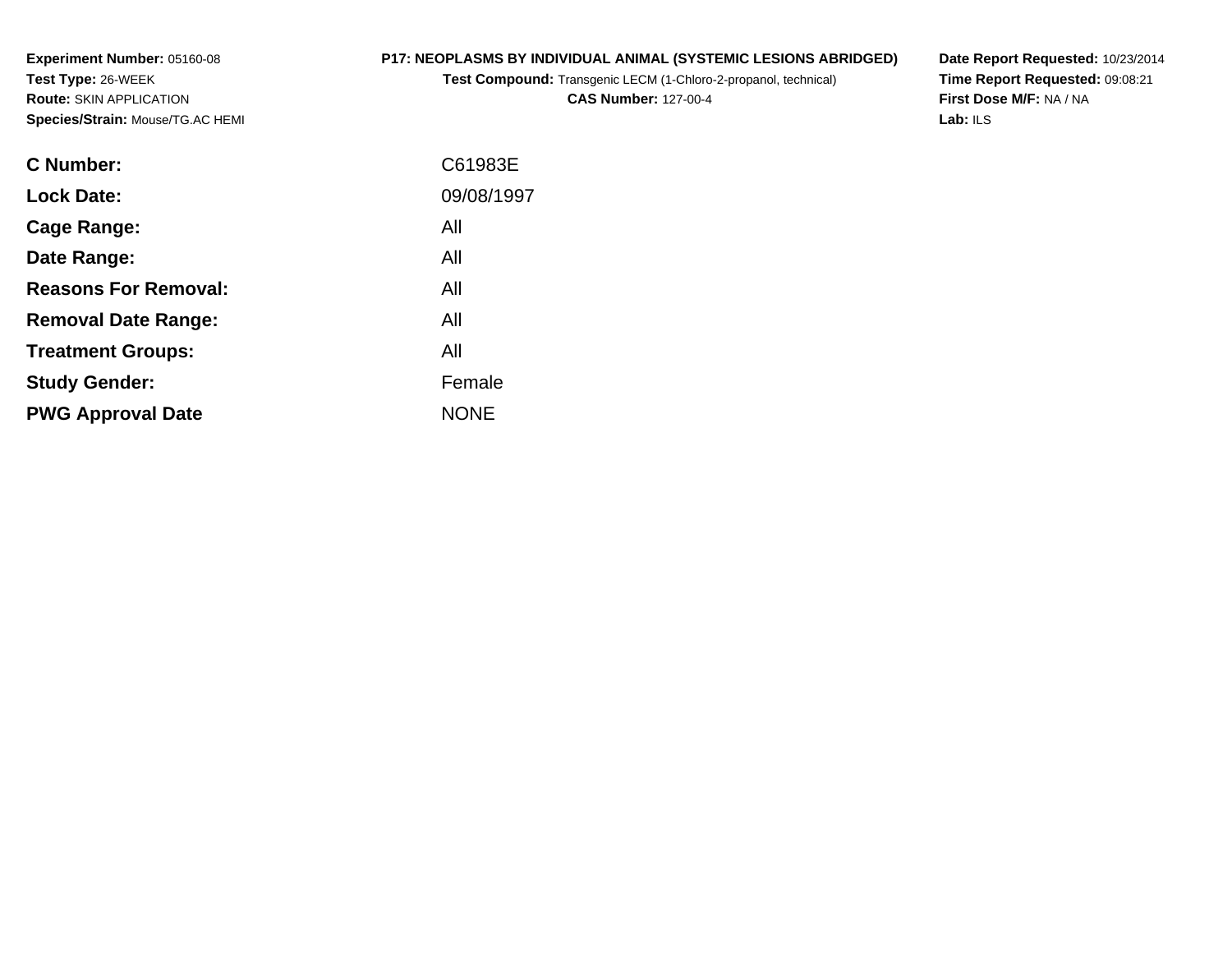**Experiment Number:** 05160-08
**Test Type:** 26-WEEK
**Route:** SKIN APPLICATION
**Species/Strain:** Mouse/TG.AC HEMI

**P17: NEOPLASMS BY INDIVIDUAL ANIMAL (SYSTEMIC LESIONS ABRIDGED)**
**Test Compound:** Transgenic LECM (1-Chloro-2-propanol, technical)
**CAS Number:** 127-00-4

**Date Report Requested:** 10/23/2014
**Time Report Requested:** 09:08:21
**First Dose M/F:** NA / NA
**Lab:** ILS

| | |
|---|---|
| **C Number:** | C61983E |
| **Lock Date:** | 09/08/1997 |
| **Cage Range:** | All |
| **Date Range:** | All |
| **Reasons For Removal:** | All |
| **Removal Date Range:** | All |
| **Treatment Groups:** | All |
| **Study Gender:** | Female |
| **PWG Approval Date** | NONE |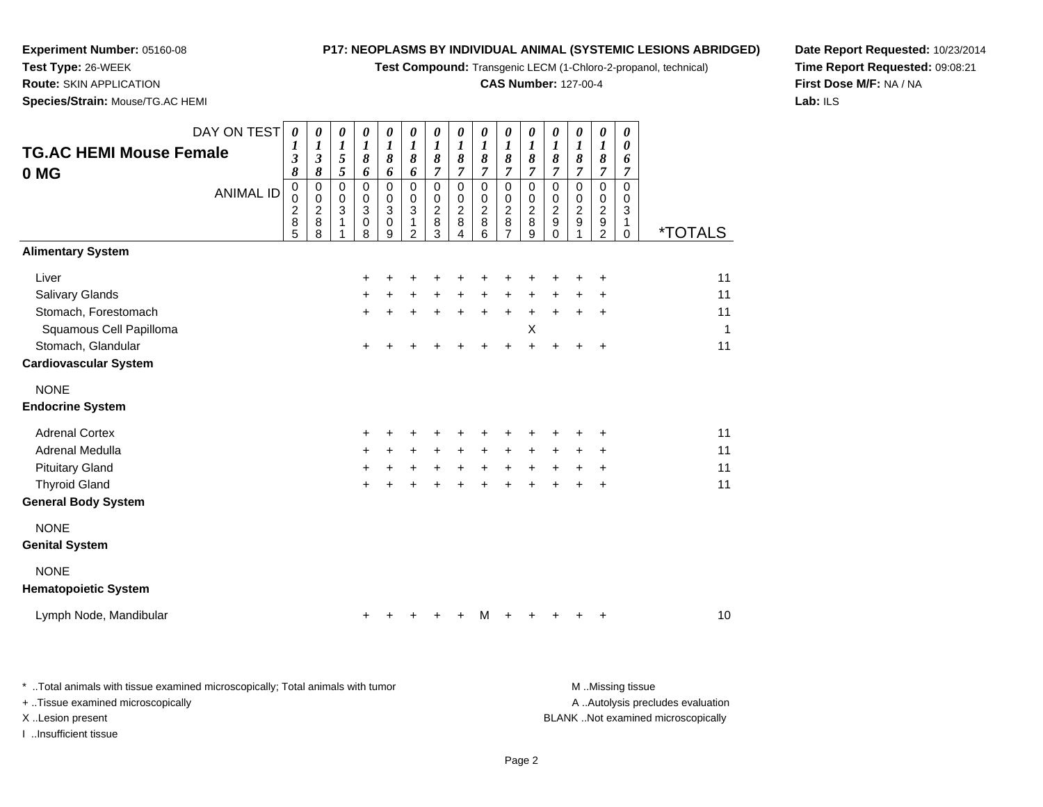**Experiment Number:** 05160-08
**Test Type:** 26-WEEK
**Route:** SKIN APPLICATION
**Species/Strain:** Mouse/TG.AC HEMI

**P17: NEOPLASMS BY INDIVIDUAL ANIMAL (SYSTEMIC LESIONS ABRIDGED)**
**Test Compound:** Transgenic LECM (1-Chloro-2-propanol, technical)
**CAS Number:** 127-00-4

**Date Report Requested:** 10/23/2014
**Time Report Requested:** 09:08:21
**First Dose M/F:** NA / NA
**Lab:** ILS

## TG.AC HEMI Mouse Female 0 MG

| DAY ON TEST | 0138 | 0138 | 0155 | 0186 | 0186 | 0186 | 0187 | 0187 | 0187 | 0187 | 0187 | 0187 | 0187 | 0187 | 0067 | |
|---|---|---|---|---|---|---|---|---|---|---|---|---|---|---|---|---|
| **ANIMAL ID** | 00285 | 00288 | 00311 | 00308 | 00309 | 00312 | 00283 | 00284 | 00286 | 00287 | 00289 | 00290 | 00291 | 00292 | 00310 | ***TOTALS** |
| **Alimentary System** | | | | | | | | | | | | | | | | |
| Liver | | | | + | + | + | + | + | + | + | + | + | + | + | | 11 |
| Salivary Glands | | | | + | + | + | + | + | + | + | + | + | + | + | | 11 |
| Stomach, Forestomach | | | | + | + | + | + | + | + | + | + | + | + | + | | 11 |
| Squamous Cell Papilloma | | | | | | | | | | | X | | | | | 1 |
| Stomach, Glandular | | | | + | + | + | + | + | + | + | + | + | + | + | | 11 |
| **Cardiovascular System** | | | | | | | | | | | | | | | | |
| NONE | | | | | | | | | | | | | | | | |
| **Endocrine System** | | | | | | | | | | | | | | | | |
| Adrenal Cortex | | | | + | + | + | + | + | + | + | + | + | + | + | | 11 |
| Adrenal Medulla | | | | + | + | + | + | + | + | + | + | + | + | + | | 11 |
| Pituitary Gland | | | | + | + | + | + | + | + | + | + | + | + | + | | 11 |
| Thyroid Gland | | | | + | + | + | + | + | + | + | + | + | + | + | | 11 |
| **General Body System** | | | | | | | | | | | | | | | | |
| NONE | | | | | | | | | | | | | | | | |
| **Genital System** | | | | | | | | | | | | | | | | |
| NONE | | | | | | | | | | | | | | | | |
| **Hematopoietic System** | | | | | | | | | | | | | | | | |
| Lymph Node, Mandibular | | | | + | + | + | + | + | M | + | + | + | + | + | | 10 |

\* ..Total animals with tissue examined microscopically; Total animals with tumor
\+ ..Tissue examined microscopically
X ..Lesion present
I ..Insufficient tissue

M ..Missing tissue
A ..Autolysis precludes evaluation
BLANK ..Not examined microscopically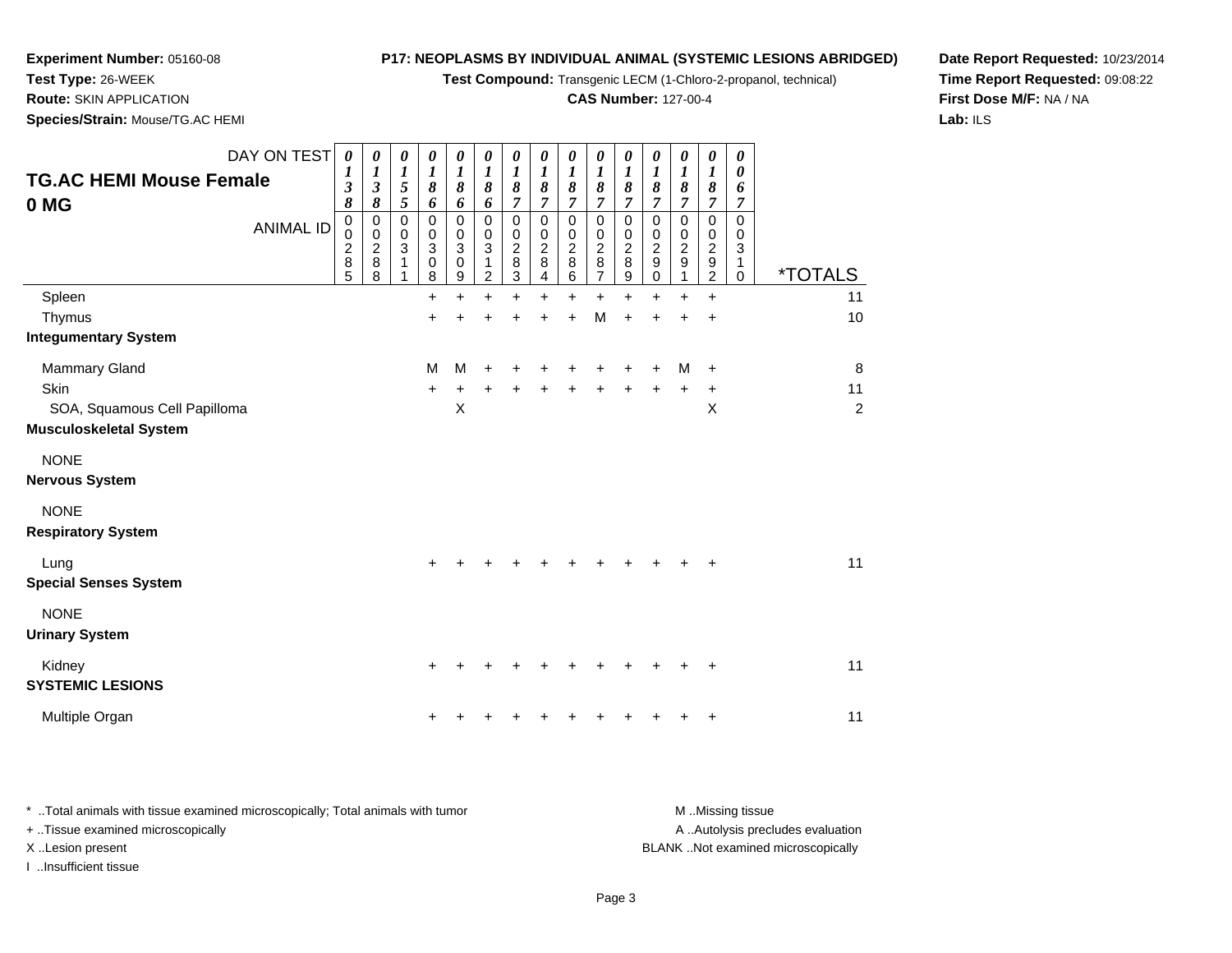**Experiment Number:** 05160-08
**Test Type:** 26-WEEK
**Route:** SKIN APPLICATION
**Species/Strain:** Mouse/TG.AC HEMI

**P17: NEOPLASMS BY INDIVIDUAL ANIMAL (SYSTEMIC LESIONS ABRIDGED)**
**Test Compound:** Transgenic LECM (1-Chloro-2-propanol, technical)
**CAS Number:** 127-00-4

**Date Report Requested:** 10/23/2014
**Time Report Requested:** 09:08:22
**First Dose M/F:** NA / NA
**Lab:** ILS

## TG.AC HEMI Mouse Female 0 MG

| DAY ON TEST | 0138 | 0138 | 0155 | 0186 | 0186 | 0186 | 0187 | 0187 | 0187 | 0187 | 0187 | 0187 | 0187 | 0187 | 0067 | |
|---|---|---|---|---|---|---|---|---|---|---|---|---|---|---|---|---|
| **ANIMAL ID** | 00285 | 00288 | 00311 | 00308 | 00309 | 00312 | 00283 | 00284 | 00286 | 00287 | 00289 | 00290 | 00291 | 00292 | 00310 | ***TOTALS** |
| Spleen | | | | + | + | + | + | + | + | + | + | + | + | + | | 11 |
| Thymus | | | | + | + | + | + | + | + | M | + | + | + | + | | 10 |
| **Integumentary System** | | | | | | | | | | | | | | | | |
| Mammary Gland | | | | M | M | + | + | + | + | + | + | + | M | + | | 8 |
| Skin | | | | + | + | + | + | + | + | + | + | + | + | + | | 11 |
| SOA, Squamous Cell Papilloma | | | | | X | | | | | | | | | X | | 2 |
| **Musculoskeletal System** | | | | | | | | | | | | | | | | |
| NONE | | | | | | | | | | | | | | | | |
| **Nervous System** | | | | | | | | | | | | | | | | |
| NONE | | | | | | | | | | | | | | | | |
| **Respiratory System** | | | | | | | | | | | | | | | | |
| Lung | | | | + | + | + | + | + | + | + | + | + | + | + | | 11 |
| **Special Senses System** | | | | | | | | | | | | | | | | |
| NONE | | | | | | | | | | | | | | | | |
| **Urinary System** | | | | | | | | | | | | | | | | |
| Kidney | | | | + | + | + | + | + | + | + | + | + | + | + | | 11 |
| **SYSTEMIC LESIONS** | | | | | | | | | | | | | | | | |
| Multiple Organ | | | | + | + | + | + | + | + | + | + | + | + | + | | 11 |

\* ..Total animals with tissue examined microscopically; Total animals with tumor
\+ ..Tissue examined microscopically
X ..Lesion present
I ..Insufficient tissue

M ..Missing tissue
A ..Autolysis precludes evaluation
BLANK ..Not examined microscopically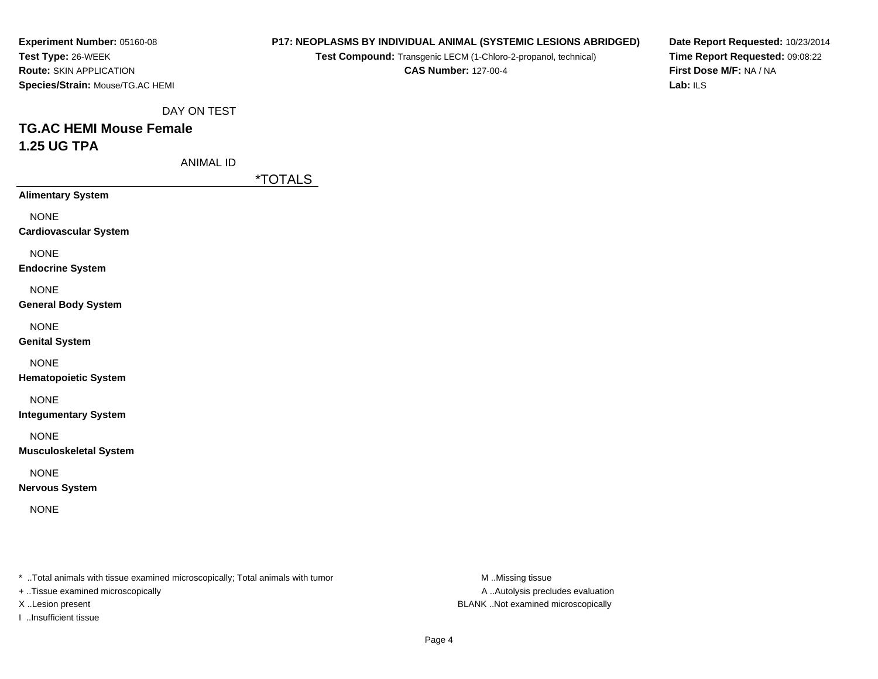**Experiment Number:** 05160-08
**Test Type:** 26-WEEK
**Route:** SKIN APPLICATION
**Species/Strain:** Mouse/TG.AC HEMI

**P17: NEOPLASMS BY INDIVIDUAL ANIMAL (SYSTEMIC LESIONS ABRIDGED)**
**Test Compound:** Transgenic LECM (1-Chloro-2-propanol, technical)
**CAS Number:** 127-00-4

**Date Report Requested:** 10/23/2014
**Time Report Requested:** 09:08:22
**First Dose M/F:** NA / NA
**Lab:** ILS

DAY ON TEST

## TG.AC HEMI Mouse Female
## 1.25 UG TPA

ANIMAL ID

| | *TOTALS |
|---|---|
| **Alimentary System** | |
| NONE | |
| **Cardiovascular System** | |
| NONE | |
| **Endocrine System** | |
| NONE | |
| **General Body System** | |
| NONE | |
| **Genital System** | |
| NONE | |
| **Hematopoietic System** | |
| NONE | |
| **Integumentary System** | |
| NONE | |
| **Musculoskeletal System** | |
| NONE | |
| **Nervous System** | |
| NONE | |

* ..Total animals with tissue examined microscopically; Total animals with tumor
+ ..Tissue examined microscopically
X ..Lesion present
I ..Insufficient tissue

M ..Missing tissue
A ..Autolysis precludes evaluation
BLANK ..Not examined microscopically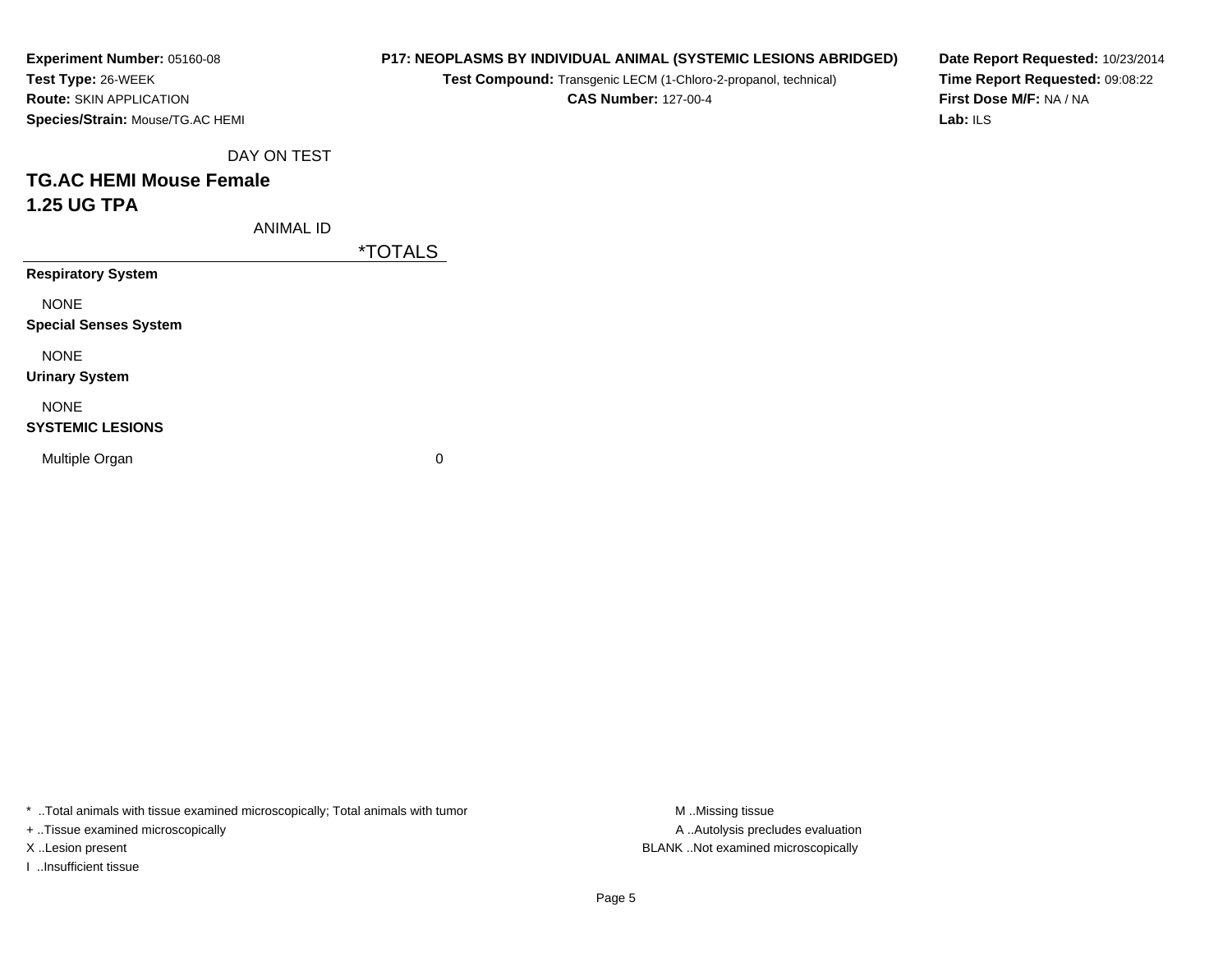**Experiment Number:** 05160-08
**Test Type:** 26-WEEK
**Route:** SKIN APPLICATION
**Species/Strain:** Mouse/TG.AC HEMI

**P17: NEOPLASMS BY INDIVIDUAL ANIMAL (SYSTEMIC LESIONS ABRIDGED)**
**Test Compound:** Transgenic LECM (1-Chloro-2-propanol, technical)
**CAS Number:** 127-00-4

**Date Report Requested:** 10/23/2014
**Time Report Requested:** 09:08:22
**First Dose M/F:** NA / NA
**Lab:** ILS

DAY ON TEST

## TG.AC HEMI Mouse Female
## 1.25 UG TPA

| ANIMAL ID | *TOTALS |
|---|---|
| **Respiratory System** | |
| NONE | |
| **Special Senses System** | |
| NONE | |
| **Urinary System** | |
| NONE | |
| **SYSTEMIC LESIONS** | |
| Multiple Organ | 0 |

* ..Total animals with tissue examined microscopically; Total animals with tumor
+ ..Tissue examined microscopically
X ..Lesion present
I ..Insufficient tissue

M ..Missing tissue
A ..Autolysis precludes evaluation
BLANK ..Not examined microscopically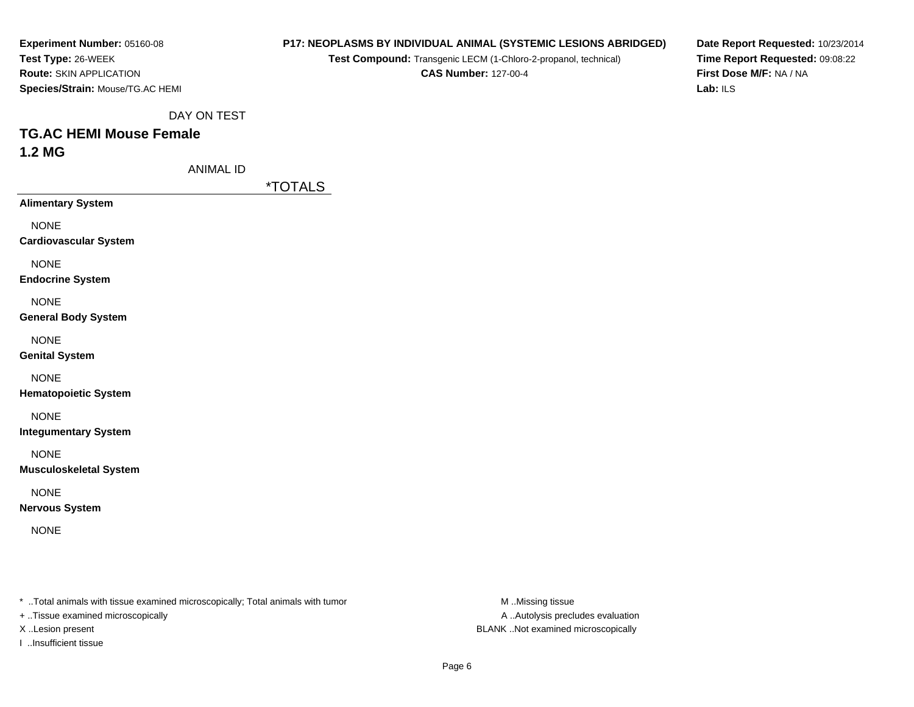**Experiment Number:** 05160-08
**Test Type:** 26-WEEK
**Route:** SKIN APPLICATION
**Species/Strain:** Mouse/TG.AC HEMI

**P17: NEOPLASMS BY INDIVIDUAL ANIMAL (SYSTEMIC LESIONS ABRIDGED)**
**Test Compound:** Transgenic LECM (1-Chloro-2-propanol, technical)
**CAS Number:** 127-00-4

**Date Report Requested:** 10/23/2014
**Time Report Requested:** 09:08:22
**First Dose M/F:** NA / NA
**Lab:** ILS

DAY ON TEST

## TG.AC HEMI Mouse Female
## 1.2 MG

ANIMAL ID

| | *TOTALS |
|---|---|
| **Alimentary System** | |
| NONE | |
| **Cardiovascular System** | |
| NONE | |
| **Endocrine System** | |
| NONE | |
| **General Body System** | |
| NONE | |
| **Genital System** | |
| NONE | |
| **Hematopoietic System** | |
| NONE | |
| **Integumentary System** | |
| NONE | |
| **Musculoskeletal System** | |
| NONE | |
| **Nervous System** | |
| NONE | |

* ..Total animals with tissue examined microscopically; Total animals with tumor
+ ..Tissue examined microscopically
X ..Lesion present
I ..Insufficient tissue

M ..Missing tissue
A ..Autolysis precludes evaluation
BLANK ..Not examined microscopically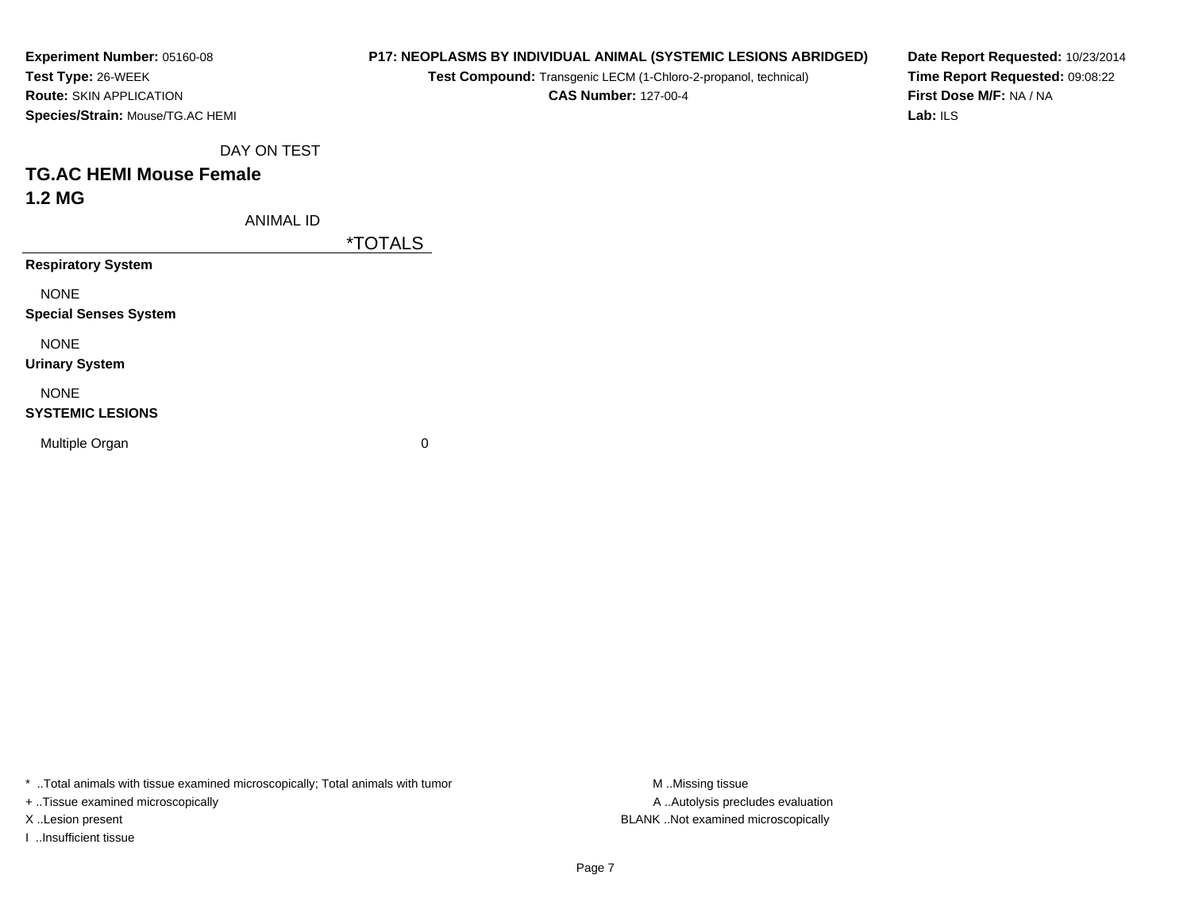**Experiment Number:** 05160-08
**Test Type:** 26-WEEK
**Route:** SKIN APPLICATION
**Species/Strain:** Mouse/TG.AC HEMI

**P17: NEOPLASMS BY INDIVIDUAL ANIMAL (SYSTEMIC LESIONS ABRIDGED)**
**Test Compound:** Transgenic LECM (1-Chloro-2-propanol, technical)
**CAS Number:** 127-00-4

**Date Report Requested:** 10/23/2014
**Time Report Requested:** 09:08:22
**First Dose M/F:** NA / NA
**Lab:** ILS

DAY ON TEST

## TG.AC HEMI Mouse Female

## 1.2 MG

ANIMAL ID

| | *TOTALS |
|---|---|
| **Respiratory System** | |
| NONE | |
| **Special Senses System** | |
| NONE | |
| **Urinary System** | |
| NONE | |
| **SYSTEMIC LESIONS** | |
| Multiple Organ | 0 |

* ..Total animals with tissue examined microscopically; Total animals with tumor
+ ..Tissue examined microscopically
X ..Lesion present
I ..Insufficient tissue

M ..Missing tissue
A ..Autolysis precludes evaluation
BLANK ..Not examined microscopically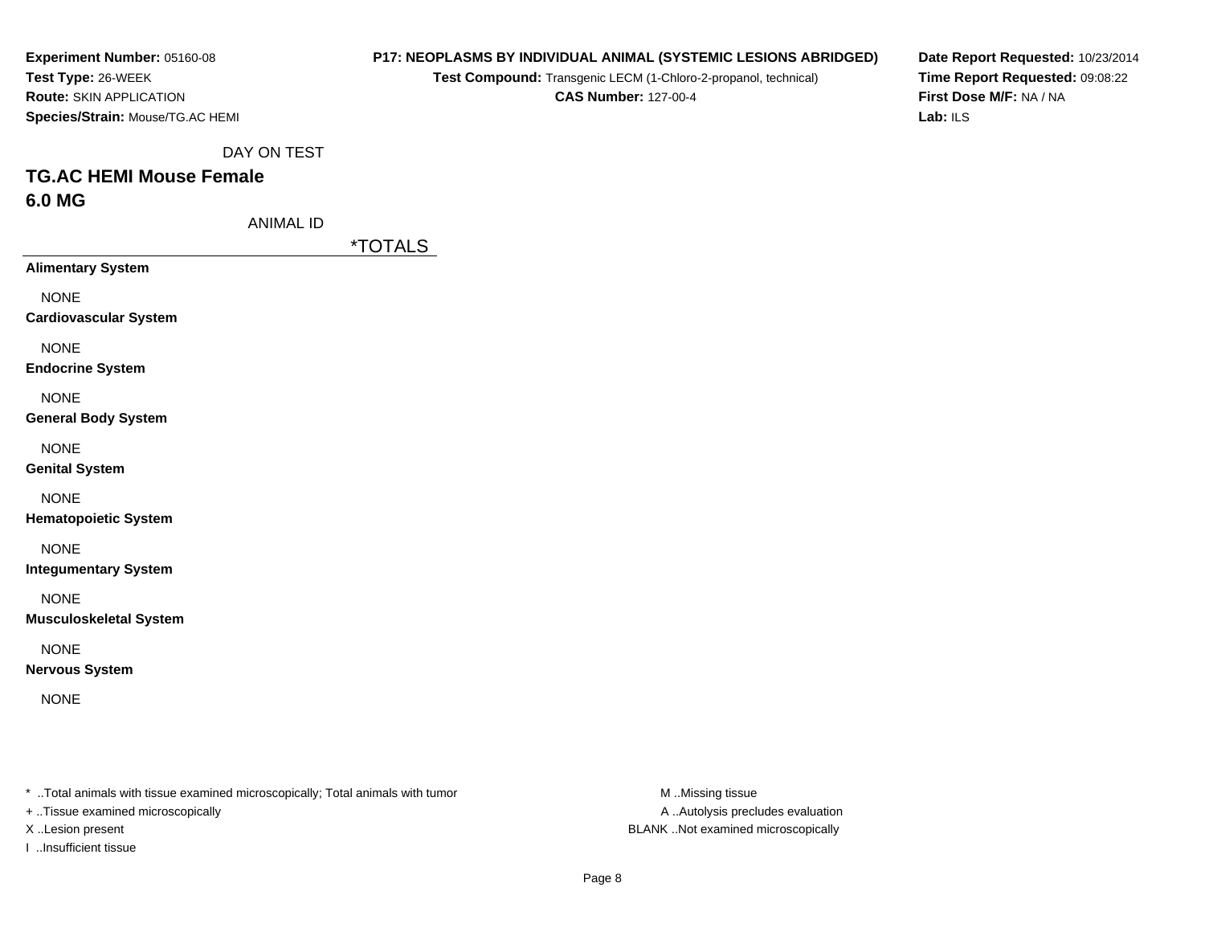**Experiment Number:** 05160-08
**Test Type:** 26-WEEK
**Route:** SKIN APPLICATION
**Species/Strain:** Mouse/TG.AC HEMI

**P17: NEOPLASMS BY INDIVIDUAL ANIMAL (SYSTEMIC LESIONS ABRIDGED)**
**Test Compound:** Transgenic LECM (1-Chloro-2-propanol, technical)
**CAS Number:** 127-00-4

**Date Report Requested:** 10/23/2014
**Time Report Requested:** 09:08:22
**First Dose M/F:** NA / NA
**Lab:** ILS

DAY ON TEST

## TG.AC HEMI Mouse Female
## 6.0 MG

ANIMAL ID

| | *TOTALS |
|---|---|
| **Alimentary System** | |
| NONE | |
| **Cardiovascular System** | |
| NONE | |
| **Endocrine System** | |
| NONE | |
| **General Body System** | |
| NONE | |
| **Genital System** | |
| NONE | |
| **Hematopoietic System** | |
| NONE | |
| **Integumentary System** | |
| NONE | |
| **Musculoskeletal System** | |
| NONE | |
| **Nervous System** | |
| NONE | |

* ..Total animals with tissue examined microscopically; Total animals with tumor
+ ..Tissue examined microscopically
X ..Lesion present
I ..Insufficient tissue

M ..Missing tissue
A ..Autolysis precludes evaluation
BLANK ..Not examined microscopically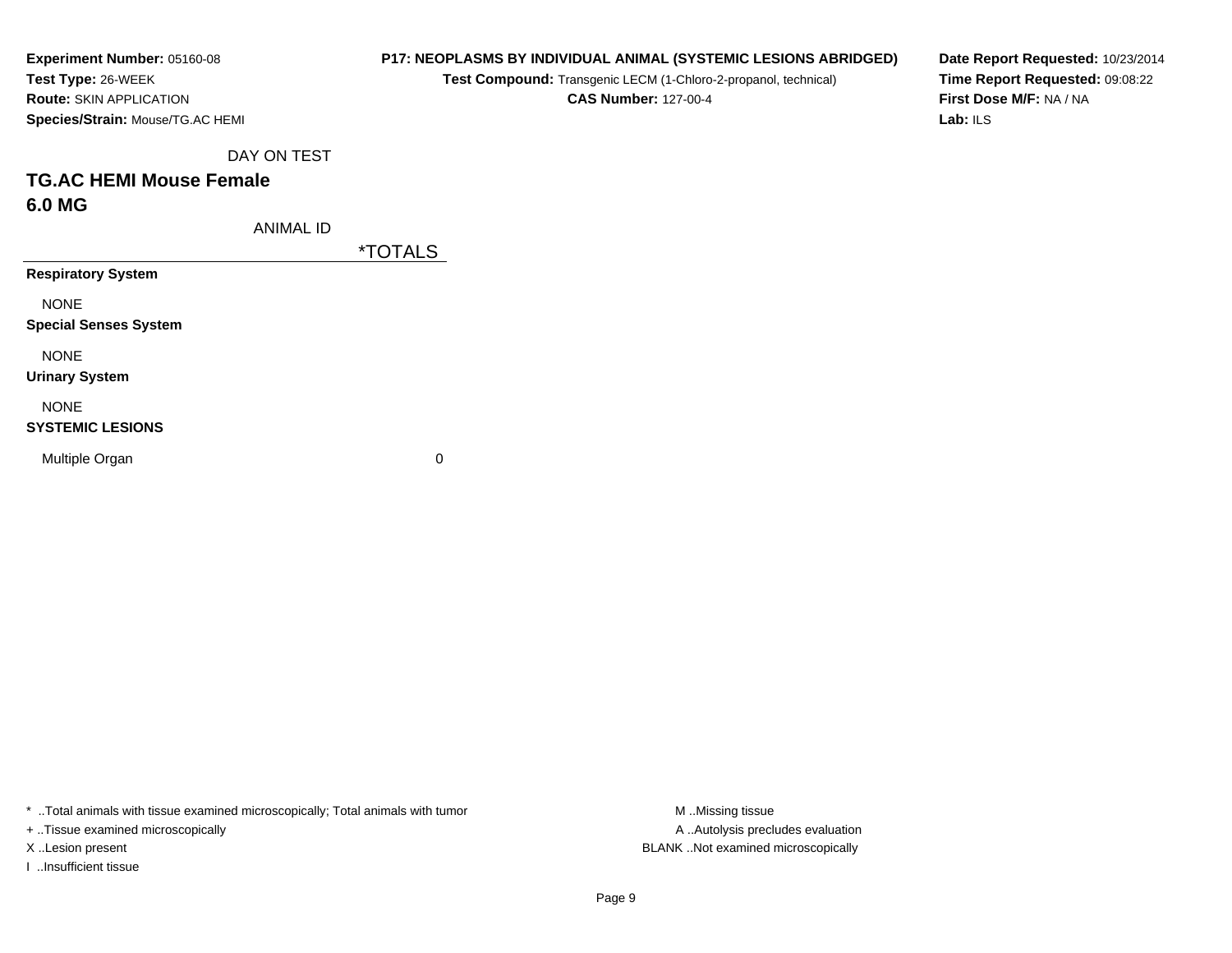**Experiment Number:** 05160-08
**Test Type:** 26-WEEK
**Route:** SKIN APPLICATION
**Species/Strain:** Mouse/TG.AC HEMI

**P17: NEOPLASMS BY INDIVIDUAL ANIMAL (SYSTEMIC LESIONS ABRIDGED)**
**Test Compound:** Transgenic LECM (1-Chloro-2-propanol, technical)
**CAS Number:** 127-00-4

**Date Report Requested:** 10/23/2014
**Time Report Requested:** 09:08:22
**First Dose M/F:** NA / NA
**Lab:** ILS

DAY ON TEST

## TG.AC HEMI Mouse Female
## 6.0 MG

| ANIMAL ID | *TOTALS |
|---|---|
| **Respiratory System** | |
| NONE | |
| **Special Senses System** | |
| NONE | |
| **Urinary System** | |
| NONE | |
| **SYSTEMIC LESIONS** | |
| Multiple Organ | 0 |

* ..Total animals with tissue examined microscopically; Total animals with tumor
+ ..Tissue examined microscopically
X ..Lesion present
I ..Insufficient tissue

M ..Missing tissue
A ..Autolysis precludes evaluation
BLANK ..Not examined microscopically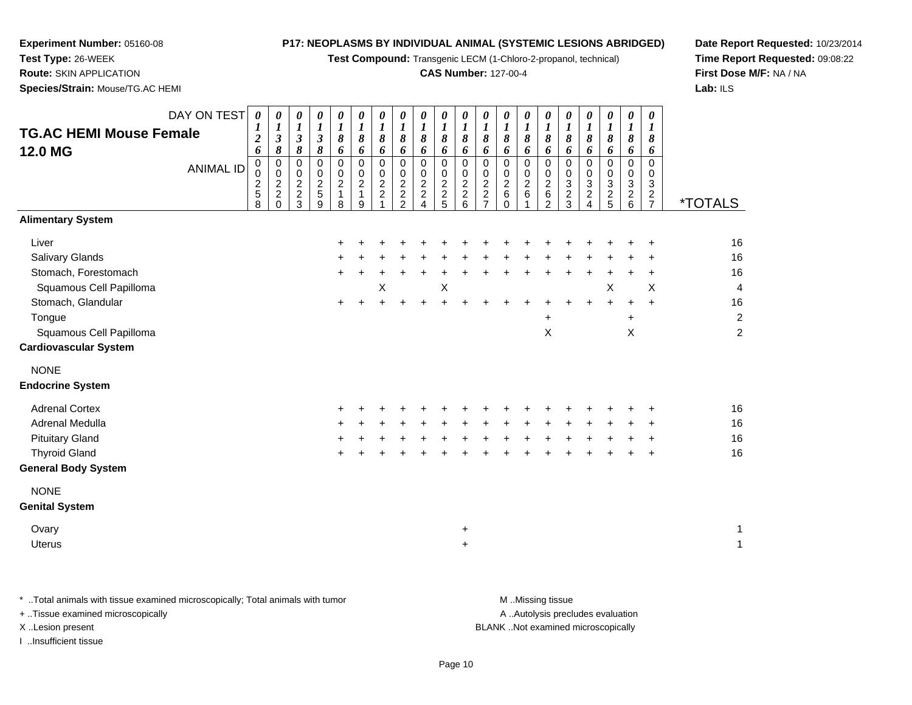**Experiment Number:** 05160-08
**Test Type:** 26-WEEK
**Route:** SKIN APPLICATION
**Species/Strain:** Mouse/TG.AC HEMI

**P17: NEOPLASMS BY INDIVIDUAL ANIMAL (SYSTEMIC LESIONS ABRIDGED)**
**Test Compound:** Transgenic LECM (1-Chloro-2-propanol, technical)
**CAS Number:** 127-00-4

**Date Report Requested:** 10/23/2014
**Time Report Requested:** 09:08:22
**First Dose M/F:** NA / NA
**Lab:** ILS

## TG.AC HEMI Mouse Female 12.0 MG

| DAY ON TEST | 0126 | 0138 | 0138 | 0138 | 0186 | 0186 | 0186 | 0186 | 0186 | 0186 | 0186 | 0186 | 0186 | 0186 | 0186 | 0186 | 0186 | 0186 | 0186 | 0186 | |
|---|---|---|---|---|---|---|---|---|---|---|---|---|---|---|---|---|---|---|---|---|---|
| **ANIMAL ID** | 00258 | 00220 | 00223 | 00259 | 00218 | 00219 | 00221 | 00222 | 00224 | 00225 | 00226 | 00227 | 00260 | 00261 | 00262 | 00323 | 00324 | 00325 | 00326 | 00327 | ***TOTALS** |
| **Alimentary System** | | | | | | | | | | | | | | | | | | | | | |
| Liver | | | | | + | + | + | + | + | + | + | + | + | + | + | + | + | + | + | + | 16 |
| Salivary Glands | | | | | + | + | + | + | + | + | + | + | + | + | + | + | + | + | + | + | 16 |
| Stomach, Forestomach | | | | | + | + | + | + | + | + | + | + | + | + | + | + | + | + | + | + | 16 |
| Squamous Cell Papilloma | | | | | | | X | | | X | | | | | | | | X | | X | 4 |
| Stomach, Glandular | | | | | + | + | + | + | + | + | + | + | + | + | + | + | + | + | + | + | 16 |
| Tongue | | | | | | | | | | | | | | | + | | | | + | | 2 |
| Squamous Cell Papilloma | | | | | | | | | | | | | | | X | | | | X | | 2 |
| **Cardiovascular System** | | | | | | | | | | | | | | | | | | | | | |
| NONE | | | | | | | | | | | | | | | | | | | | | |
| **Endocrine System** | | | | | | | | | | | | | | | | | | | | | |
| Adrenal Cortex | | | | | + | + | + | + | + | + | + | + | + | + | + | + | + | + | + | + | 16 |
| Adrenal Medulla | | | | | + | + | + | + | + | + | + | + | + | + | + | + | + | + | + | + | 16 |
| Pituitary Gland | | | | | + | + | + | + | + | + | + | + | + | + | + | + | + | + | + | + | 16 |
| Thyroid Gland | | | | | + | + | + | + | + | + | + | + | + | + | + | + | + | + | + | + | 16 |
| **General Body System** | | | | | | | | | | | | | | | | | | | | | |
| NONE | | | | | | | | | | | | | | | | | | | | | |
| **Genital System** | | | | | | | | | | | | | | | | | | | | | |
| Ovary | | | | | | | | | | | + | | | | | | | | | | 1 |
| Uterus | | | | | | | | | | | + | | | | | | | | | | 1 |

\* ..Total animals with tissue examined microscopically; Total animals with tumor
\+ ..Tissue examined microscopically
X ..Lesion present
I ..Insufficient tissue

M ..Missing tissue
A ..Autolysis precludes evaluation
BLANK ..Not examined microscopically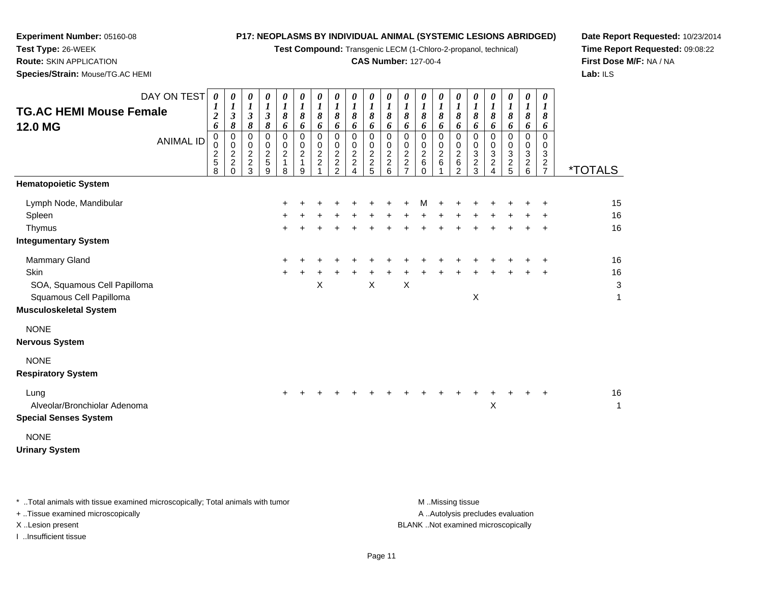**Experiment Number:** 05160-08
**Test Type:** 26-WEEK
**Route:** SKIN APPLICATION
**Species/Strain:** Mouse/TG.AC HEMI

**P17: NEOPLASMS BY INDIVIDUAL ANIMAL (SYSTEMIC LESIONS ABRIDGED)**
**Test Compound:** Transgenic LECM (1-Chloro-2-propanol, technical)
**CAS Number:** 127-00-4

**Date Report Requested:** 10/23/2014
**Time Report Requested:** 09:08:22
**First Dose M/F:** NA / NA
**Lab:** ILS

## TG.AC HEMI Mouse Female 12.0 MG

| DAY ON TEST | 0126 | 0138 | 0138 | 0138 | 0186 | 0186 | 0186 | 0186 | 0186 | 0186 | 0186 | 0186 | 0186 | 0186 | 0186 | 0186 | 0186 | 0186 | 0186 | 0186 | |
|---|---|---|---|---|---|---|---|---|---|---|---|---|---|---|---|---|---|---|---|---|---|
| ANIMAL ID | 00258 | 00220 | 00223 | 00259 | 00218 | 00219 | 00221 | 00222 | 00224 | 00225 | 00226 | 00227 | 00260 | 00261 | 00262 | 00323 | 00324 | 00325 | 00326 | 00327 | *TOTALS |
| **Hematopoietic System** | | | | | | | | | | | | | | | | | | | | | |
| Lymph Node, Mandibular | | | | | + | + | + | + | + | + | + | + | M | + | + | + | + | + | + | + | 15 |
| Spleen | | | | | + | + | + | + | + | + | + | + | + | + | + | + | + | + | + | + | 16 |
| Thymus | | | | | + | + | + | + | + | + | + | + | + | + | + | + | + | + | + | + | 16 |
| **Integumentary System** | | | | | | | | | | | | | | | | | | | | | |
| Mammary Gland | | | | | + | + | + | + | + | + | + | + | + | + | + | + | + | + | + | + | 16 |
| Skin | | | | | + | + | + | + | + | + | + | + | + | + | + | + | + | + | + | + | 16 |
| SOA, Squamous Cell Papilloma | | | | | | | X | | | X | | X | | | | | | | | | 3 |
| Squamous Cell Papilloma | | | | | | | | | | | | | | | | X | | | | | 1 |
| **Musculoskeletal System** | | | | | | | | | | | | | | | | | | | | | |
| NONE | | | | | | | | | | | | | | | | | | | | | |
| **Nervous System** | | | | | | | | | | | | | | | | | | | | | |
| NONE | | | | | | | | | | | | | | | | | | | | | |
| **Respiratory System** | | | | | | | | | | | | | | | | | | | | | |
| Lung | | | | | + | + | + | + | + | + | + | + | + | + | + | + | + | + | + | + | 16 |
| Alveolar/Bronchiolar Adenoma | | | | | | | | | | | | | | | | | X | | | | 1 |
| **Special Senses System** | | | | | | | | | | | | | | | | | | | | | |
| NONE | | | | | | | | | | | | | | | | | | | | | |
| **Urinary System** | | | | | | | | | | | | | | | | | | | | | |

\* ..Total animals with tissue examined microscopically; Total animals with tumor
+ ..Tissue examined microscopically
X ..Lesion present
I ..Insufficient tissue

M ..Missing tissue
A ..Autolysis precludes evaluation
BLANK ..Not examined microscopically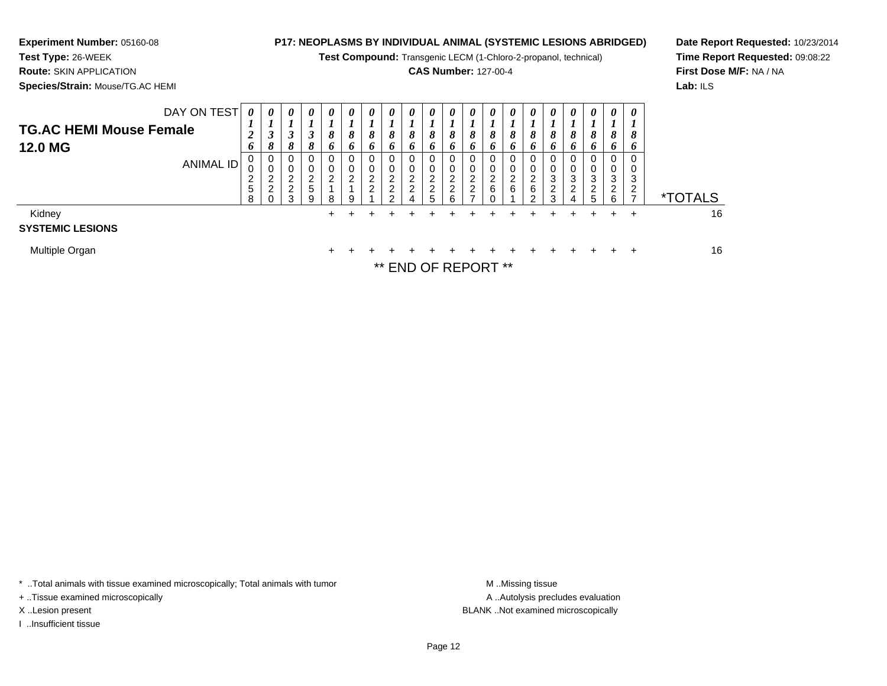**Experiment Number:** 05160-08
**Test Type:** 26-WEEK
**Route:** SKIN APPLICATION
**Species/Strain:** Mouse/TG.AC HEMI

**P17: NEOPLASMS BY INDIVIDUAL ANIMAL (SYSTEMIC LESIONS ABRIDGED)**
**Test Compound:** Transgenic LECM (1-Chloro-2-propanol, technical)
**CAS Number:** 127-00-4

**Date Report Requested:** 10/23/2014
**Time Report Requested:** 09:08:22
**First Dose M/F:** NA / NA
**Lab:** ILS

## TG.AC HEMI Mouse Female 12.0 MG

| DAY ON TEST | 0126 | 0138 | 0138 | 0138 | 0186 | 0186 | 0186 | 0186 | 0186 | 0186 | 0186 | 0186 | 0186 | 0186 | 0186 | 0186 | 0186 | 0186 | 0186 | 0186 | |
|---|---|---|---|---|---|---|---|---|---|---|---|---|---|---|---|---|---|---|---|---|---|
| **ANIMAL ID** | 00258 | 00220 | 00223 | 00259 | 00218 | 00219 | 00221 | 00222 | 00224 | 00225 | 00226 | 00227 | 00260 | 00261 | 00262 | 00323 | 00324 | 00325 | 00326 | 00327 | ***TOTALS** |
| Kidney | | | | | + | + | + | + | + | + | + | + | + | + | + | + | + | + | + | + | 16 |
| **SYSTEMIC LESIONS** | | | | | | | | | | | | | | | | | | | | | |
| Multiple Organ | | | | | + | + | + | + | + | + | + | + | + | + | + | + | + | + | + | + | 16 |

** END OF REPORT **

* ..Total animals with tissue examined microscopically; Total animals with tumor
+ ..Tissue examined microscopically
X ..Lesion present
I ..Insufficient tissue

M ..Missing tissue
A ..Autolysis precludes evaluation
BLANK ..Not examined microscopically